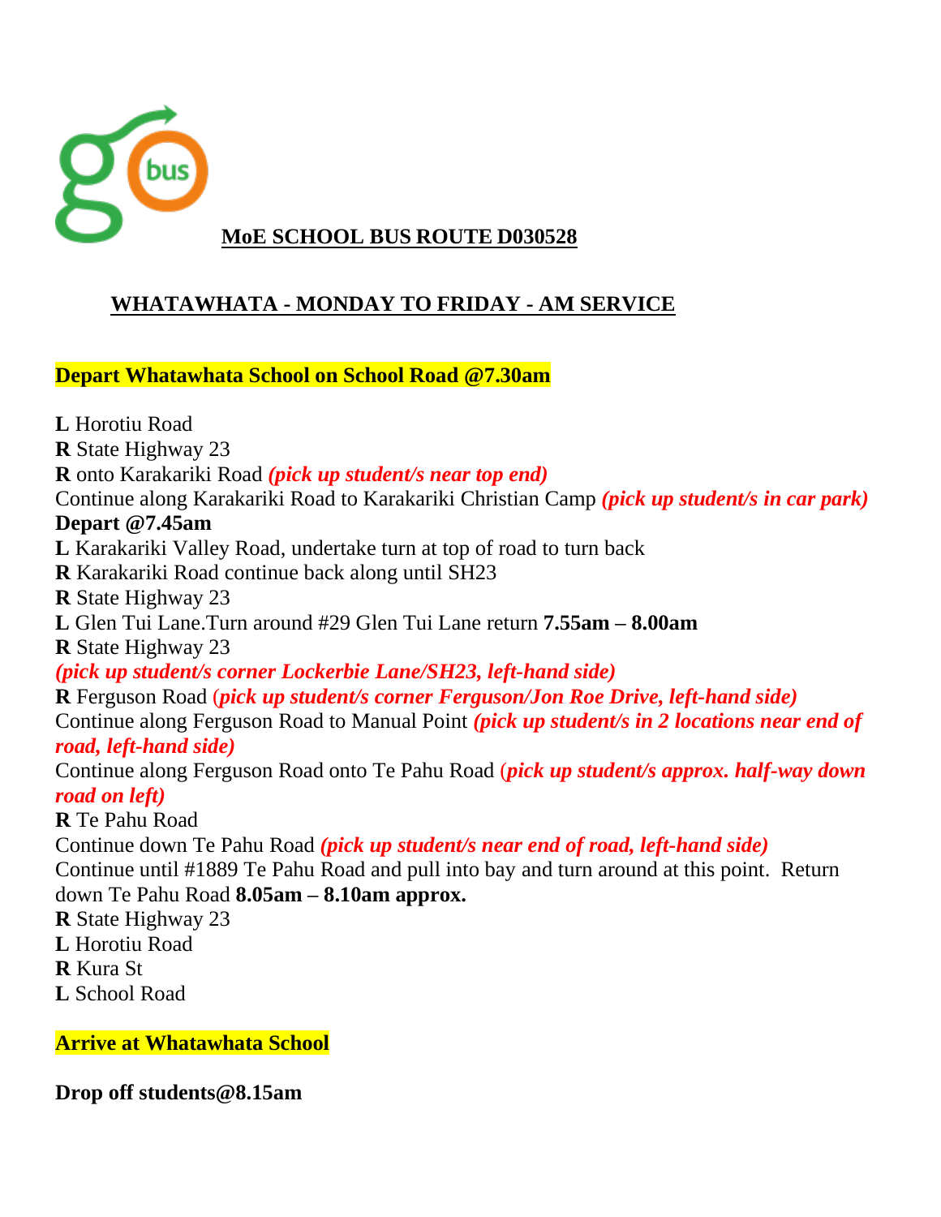## MoE SCHOOL BUS ROUTE D030528

## WHATAWHATA - MONDAY TO FRIDAY - AM SERVICE

**Depart Whatawhata School on School Road @7.30am**

**L** Horotiu Road
**R** State Highway 23
**R** onto Karakariki Road ***(pick up student/s near top end)***
Continue along Karakariki Road to Karakariki Christian Camp ***(pick up student/s in car park)***
**Depart @7.45am**
**L** Karakariki Valley Road, undertake turn at top of road to turn back
**R** Karakariki Road continue back along until SH23
**R** State Highway 23
**L** Glen Tui Lane.Turn around #29 Glen Tui Lane return **7.55am – 8.00am**
**R** State Highway 23
***(pick up student/s corner Lockerbie Lane/SH23, left-hand side)***
**R** Ferguson Road ***(pick up student/s corner Ferguson/Jon Roe Drive, left-hand side)***
Continue along Ferguson Road to Manual Point ***(pick up student/s in 2 locations near end of road, left-hand side)***
Continue along Ferguson Road onto Te Pahu Road ***(pick up student/s approx. half-way down road on left)***
**R** Te Pahu Road
Continue down Te Pahu Road ***(pick up student/s near end of road, left-hand side)***
Continue until #1889 Te Pahu Road and pull into bay and turn around at this point. Return down Te Pahu Road **8.05am – 8.10am approx.**
**R** State Highway 23
**L** Horotiu Road
**R** Kura St
**L** School Road

**Arrive at Whatawhata School**

**Drop off students@8.15am**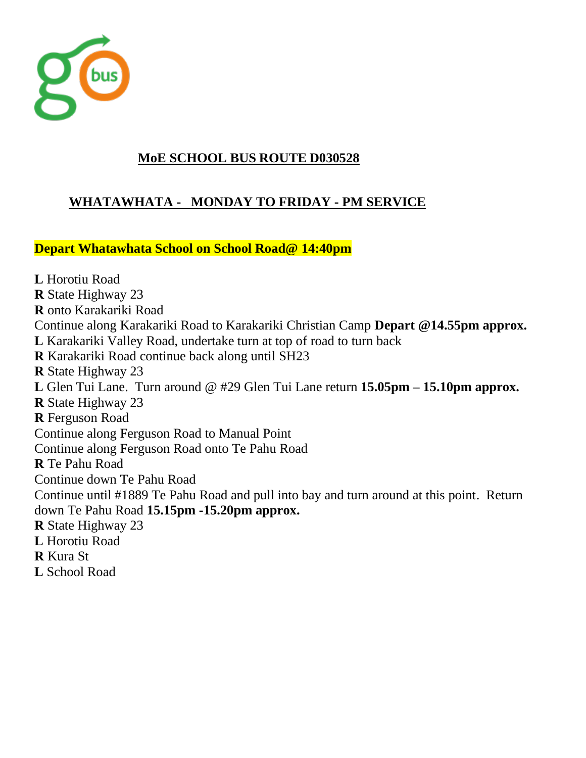## MoE SCHOOL BUS ROUTE D030528

## WHATAWHATA - MONDAY TO FRIDAY - PM SERVICE

**Depart Whatawhata School on School Road@ 14:40pm**

**L** Horotiu Road
**R** State Highway 23
**R** onto Karakariki Road
Continue along Karakariki Road to Karakariki Christian Camp **Depart @14.55pm approx.**
**L** Karakariki Valley Road, undertake turn at top of road to turn back
**R** Karakariki Road continue back along until SH23
**R** State Highway 23
**L** Glen Tui Lane. Turn around @ #29 Glen Tui Lane return **15.05pm – 15.10pm approx.**
**R** State Highway 23
**R** Ferguson Road
Continue along Ferguson Road to Manual Point
Continue along Ferguson Road onto Te Pahu Road
**R** Te Pahu Road
Continue down Te Pahu Road
Continue until #1889 Te Pahu Road and pull into bay and turn around at this point. Return down Te Pahu Road **15.15pm -15.20pm approx.**
**R** State Highway 23
**L** Horotiu Road
**R** Kura St
**L** School Road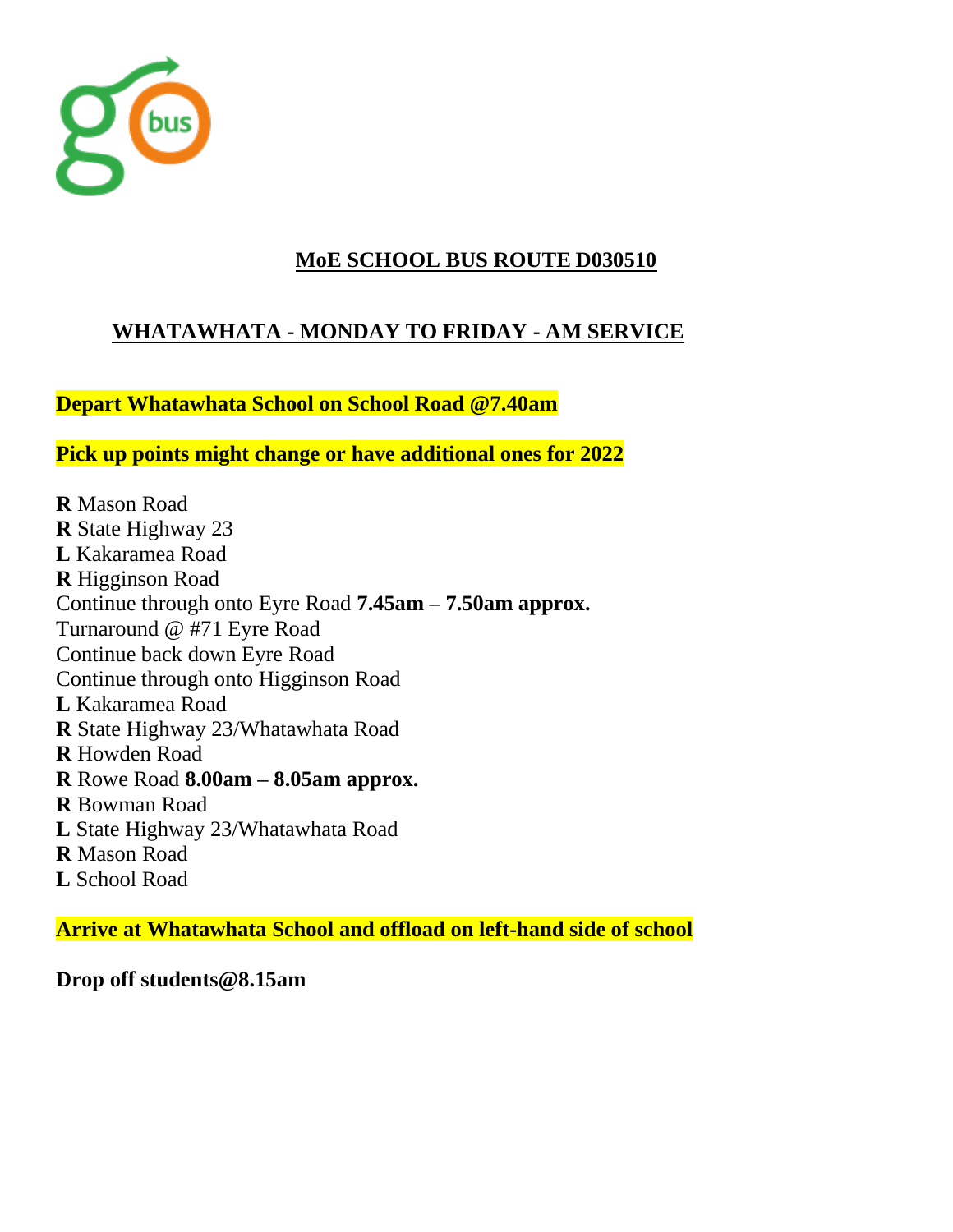## MoE SCHOOL BUS ROUTE D030510

## WHATAWHATA - MONDAY TO FRIDAY - AM SERVICE

**Depart Whatawhata School on School Road @7.40am**

**Pick up points might change or have additional ones for 2022**

**R** Mason Road
**R** State Highway 23
**L** Kakaramea Road
**R** Higginson Road
Continue through onto Eyre Road **7.45am – 7.50am approx.**
Turnaround @ #71 Eyre Road
Continue back down Eyre Road
Continue through onto Higginson Road
**L** Kakaramea Road
**R** State Highway 23/Whatawhata Road
**R** Howden Road
**R** Rowe Road **8.00am – 8.05am approx.**
**R** Bowman Road
**L** State Highway 23/Whatawhata Road
**R** Mason Road
**L** School Road

**Arrive at Whatawhata School and offload on left-hand side of school**

**Drop off students@8.15am**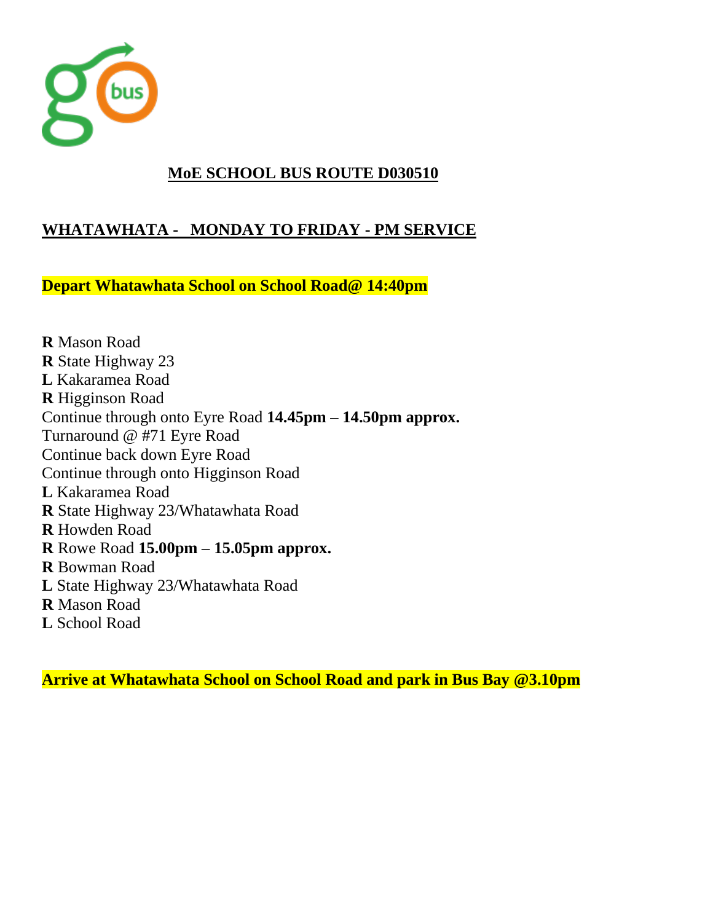## MoE SCHOOL BUS ROUTE D030510

## WHATAWHATA - MONDAY TO FRIDAY - PM SERVICE

**Depart Whatawhata School on School Road@ 14:40pm**

**R** Mason Road
**R** State Highway 23
**L** Kakaramea Road
**R** Higginson Road
Continue through onto Eyre Road **14.45pm – 14.50pm approx.**
Turnaround @ #71 Eyre Road
Continue back down Eyre Road
Continue through onto Higginson Road
**L** Kakaramea Road
**R** State Highway 23/Whatawhata Road
**R** Howden Road
**R** Rowe Road **15.00pm – 15.05pm approx.**
**R** Bowman Road
**L** State Highway 23/Whatawhata Road
**R** Mason Road
**L** School Road

**Arrive at Whatawhata School on School Road and park in Bus Bay @3.10pm**